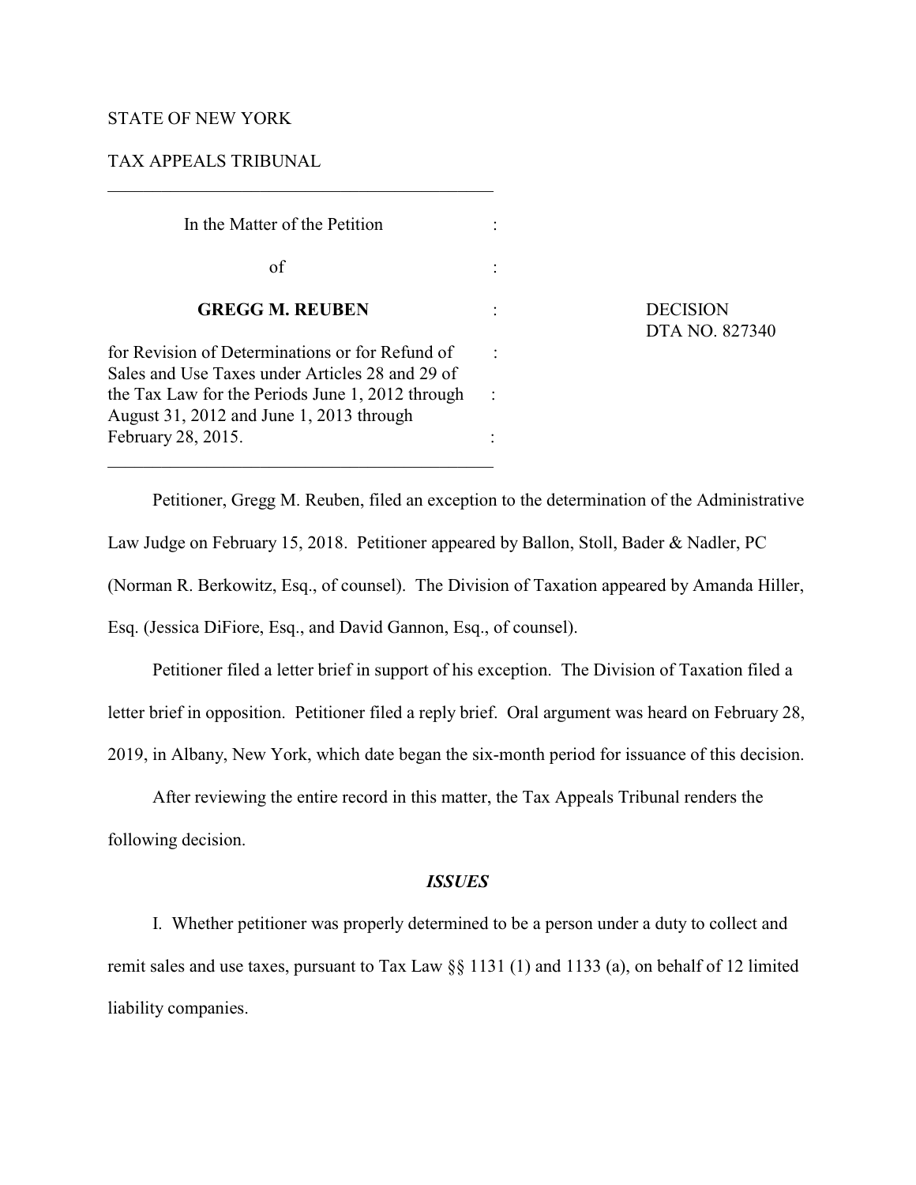STATE OF NEW YORK

TAX APPEALS TRIBUNAL

---

| | | |
|---|---|---|
| In the Matter of the Petition | : | |
| of | : | |
| **GREGG M. REUBEN** | : | DECISION<br>DTA NO. 827340 |
| for Revision of Determinations or for Refund of Sales and Use Taxes under Articles 28 and 29 of the Tax Law for the Periods June 1, 2012 through August 31, 2012 and June 1, 2013 through February 28, 2015. | : | |

---

Petitioner, Gregg M. Reuben, filed an exception to the determination of the Administrative Law Judge on February 15, 2018. Petitioner appeared by Ballon, Stoll, Bader & Nadler, PC (Norman R. Berkowitz, Esq., of counsel). The Division of Taxation appeared by Amanda Hiller, Esq. (Jessica DiFiore, Esq., and David Gannon, Esq., of counsel).

Petitioner filed a letter brief in support of his exception. The Division of Taxation filed a letter brief in opposition. Petitioner filed a reply brief. Oral argument was heard on February 28, 2019, in Albany, New York, which date began the six-month period for issuance of this decision.

After reviewing the entire record in this matter, the Tax Appeals Tribunal renders the following decision.

## *ISSUES*

I. Whether petitioner was properly determined to be a person under a duty to collect and remit sales and use taxes, pursuant to Tax Law §§ 1131 (1) and 1133 (a), on behalf of 12 limited liability companies.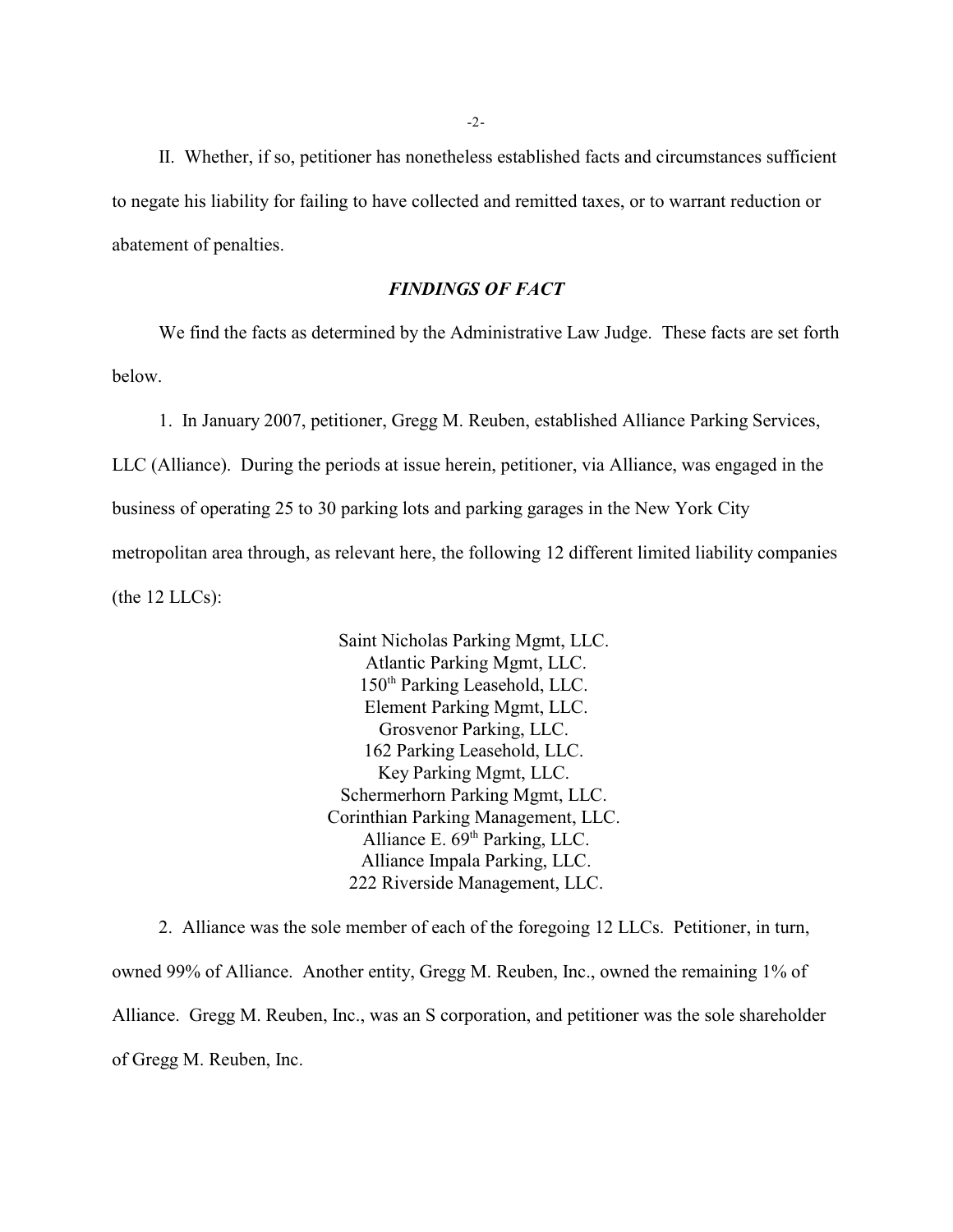II. Whether, if so, petitioner has nonetheless established facts and circumstances sufficient to negate his liability for failing to have collected and remitted taxes, or to warrant reduction or abatement of penalties.

## *FINDINGS OF FACT*

We find the facts as determined by the Administrative Law Judge. These facts are set forth below.

1. In January 2007, petitioner, Gregg M. Reuben, established Alliance Parking Services, LLC (Alliance). During the periods at issue herein, petitioner, via Alliance, was engaged in the business of operating 25 to 30 parking lots and parking garages in the New York City metropolitan area through, as relevant here, the following 12 different limited liability companies (the 12 LLCs):

Saint Nicholas Parking Mgmt, LLC.
Atlantic Parking Mgmt, LLC.
150th Parking Leasehold, LLC.
Element Parking Mgmt, LLC.
Grosvenor Parking, LLC.
162 Parking Leasehold, LLC.
Key Parking Mgmt, LLC.
Schermerhorn Parking Mgmt, LLC.
Corinthian Parking Management, LLC.
Alliance E. 69th Parking, LLC.
Alliance Impala Parking, LLC.
222 Riverside Management, LLC.

2. Alliance was the sole member of each of the foregoing 12 LLCs. Petitioner, in turn, owned 99% of Alliance. Another entity, Gregg M. Reuben, Inc., owned the remaining 1% of Alliance. Gregg M. Reuben, Inc., was an S corporation, and petitioner was the sole shareholder of Gregg M. Reuben, Inc.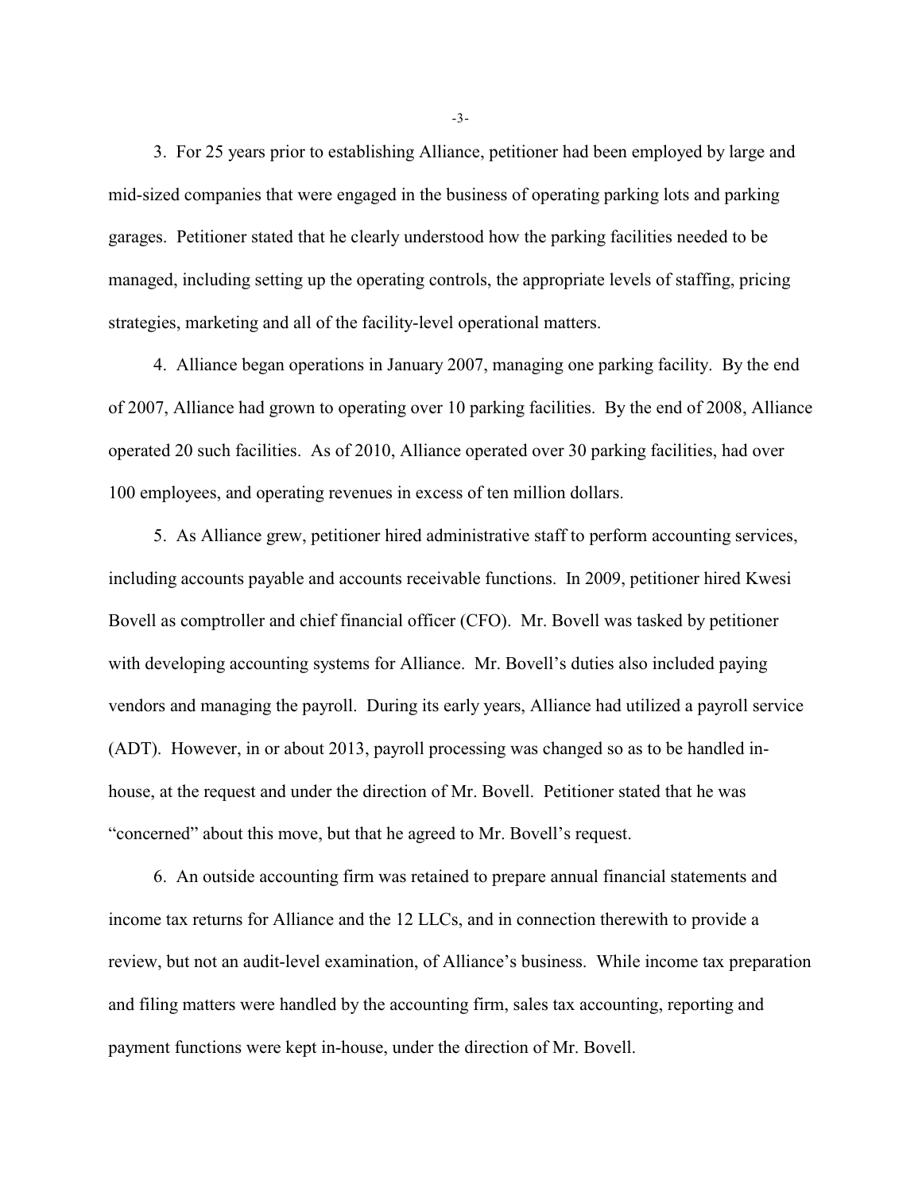3. For 25 years prior to establishing Alliance, petitioner had been employed by large and mid-sized companies that were engaged in the business of operating parking lots and parking garages. Petitioner stated that he clearly understood how the parking facilities needed to be managed, including setting up the operating controls, the appropriate levels of staffing, pricing strategies, marketing and all of the facility-level operational matters.

4. Alliance began operations in January 2007, managing one parking facility. By the end of 2007, Alliance had grown to operating over 10 parking facilities. By the end of 2008, Alliance operated 20 such facilities. As of 2010, Alliance operated over 30 parking facilities, had over 100 employees, and operating revenues in excess of ten million dollars.

5. As Alliance grew, petitioner hired administrative staff to perform accounting services, including accounts payable and accounts receivable functions. In 2009, petitioner hired Kwesi Bovell as comptroller and chief financial officer (CFO). Mr. Bovell was tasked by petitioner with developing accounting systems for Alliance. Mr. Bovell's duties also included paying vendors and managing the payroll. During its early years, Alliance had utilized a payroll service (ADT). However, in or about 2013, payroll processing was changed so as to be handled in-house, at the request and under the direction of Mr. Bovell. Petitioner stated that he was "concerned" about this move, but that he agreed to Mr. Bovell's request.

6. An outside accounting firm was retained to prepare annual financial statements and income tax returns for Alliance and the 12 LLCs, and in connection therewith to provide a review, but not an audit-level examination, of Alliance's business. While income tax preparation and filing matters were handled by the accounting firm, sales tax accounting, reporting and payment functions were kept in-house, under the direction of Mr. Bovell.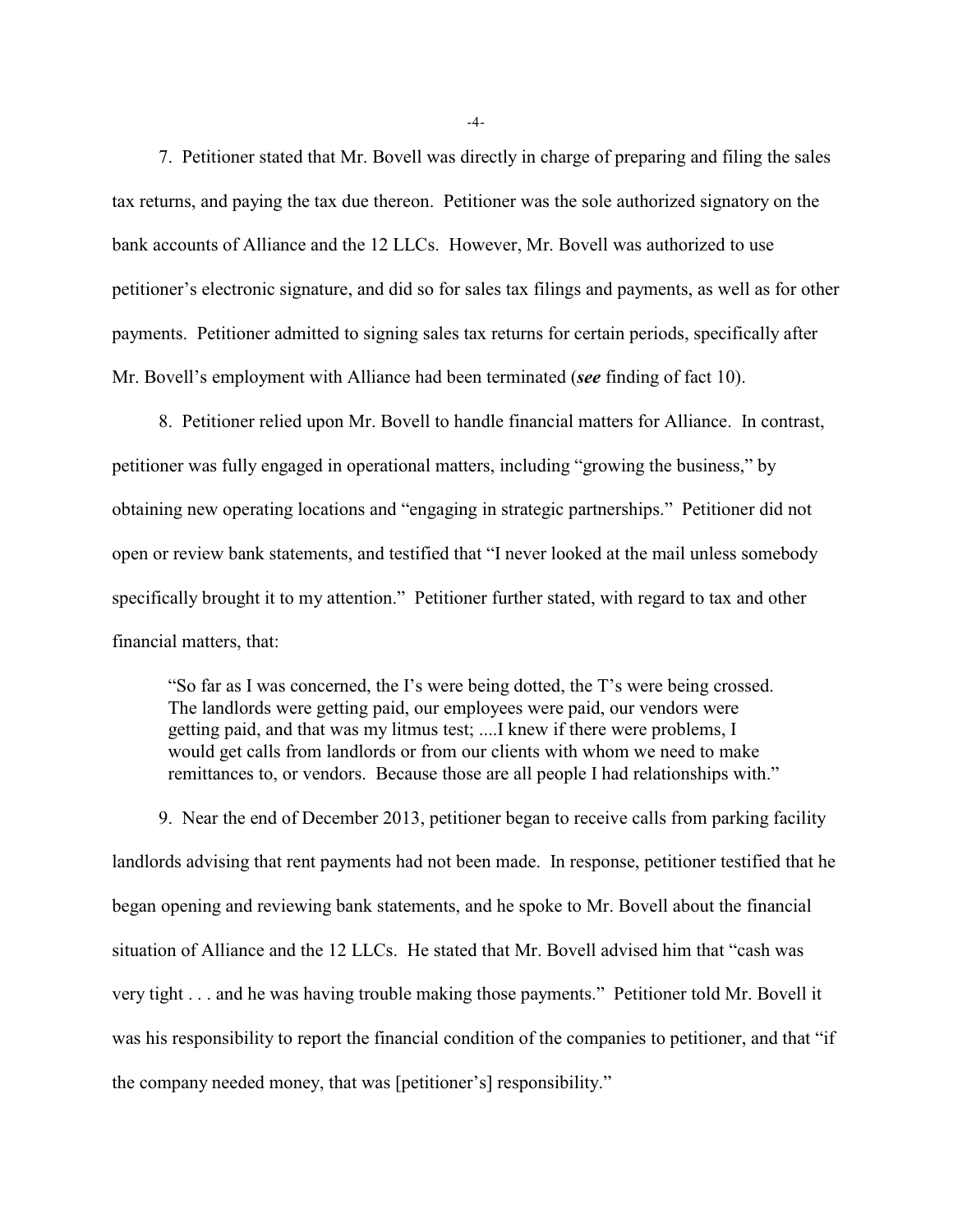7. Petitioner stated that Mr. Bovell was directly in charge of preparing and filing the sales tax returns, and paying the tax due thereon. Petitioner was the sole authorized signatory on the bank accounts of Alliance and the 12 LLCs. However, Mr. Bovell was authorized to use petitioner's electronic signature, and did so for sales tax filings and payments, as well as for other payments. Petitioner admitted to signing sales tax returns for certain periods, specifically after Mr. Bovell's employment with Alliance had been terminated (***see*** finding of fact 10).

8. Petitioner relied upon Mr. Bovell to handle financial matters for Alliance. In contrast, petitioner was fully engaged in operational matters, including "growing the business," by obtaining new operating locations and "engaging in strategic partnerships." Petitioner did not open or review bank statements, and testified that "I never looked at the mail unless somebody specifically brought it to my attention." Petitioner further stated, with regard to tax and other financial matters, that:

> "So far as I was concerned, the I's were being dotted, the T's were being crossed. The landlords were getting paid, our employees were paid, our vendors were getting paid, and that was my litmus test; ....I knew if there were problems, I would get calls from landlords or from our clients with whom we need to make remittances to, or vendors. Because those are all people I had relationships with."

9. Near the end of December 2013, petitioner began to receive calls from parking facility landlords advising that rent payments had not been made. In response, petitioner testified that he began opening and reviewing bank statements, and he spoke to Mr. Bovell about the financial situation of Alliance and the 12 LLCs. He stated that Mr. Bovell advised him that "cash was very tight . . . and he was having trouble making those payments." Petitioner told Mr. Bovell it was his responsibility to report the financial condition of the companies to petitioner, and that "if the company needed money, that was [petitioner's] responsibility."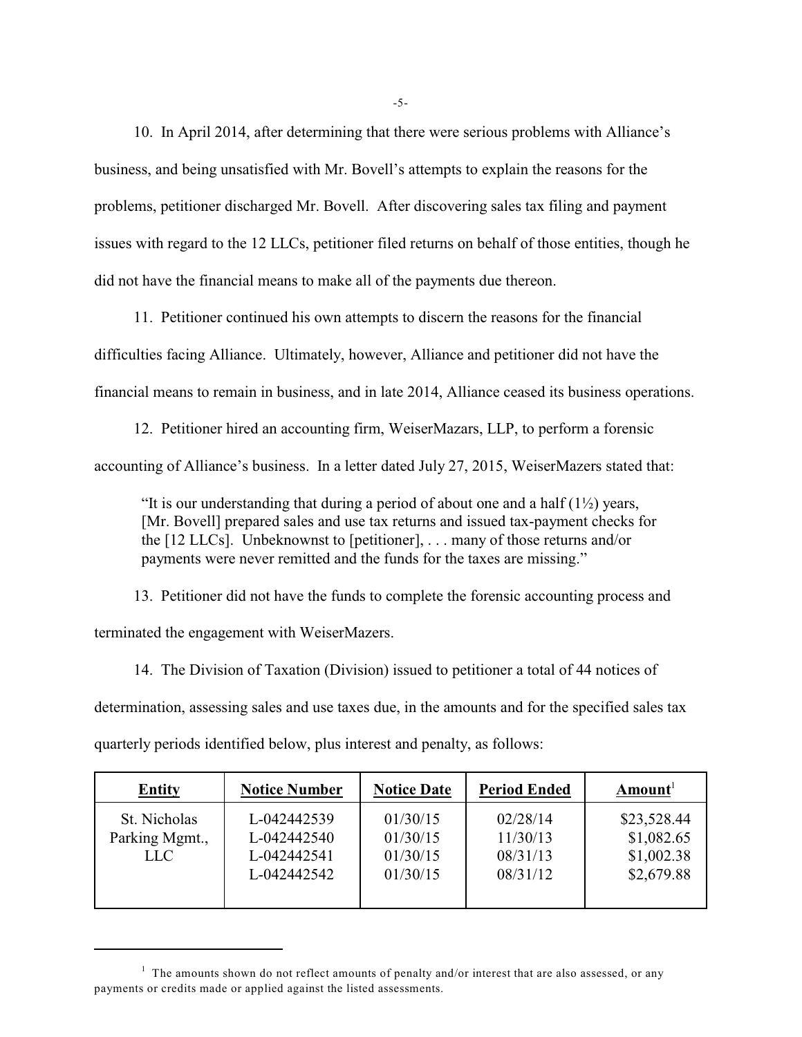10. In April 2014, after determining that there were serious problems with Alliance's business, and being unsatisfied with Mr. Bovell's attempts to explain the reasons for the problems, petitioner discharged Mr. Bovell. After discovering sales tax filing and payment issues with regard to the 12 LLCs, petitioner filed returns on behalf of those entities, though he did not have the financial means to make all of the payments due thereon.

11. Petitioner continued his own attempts to discern the reasons for the financial difficulties facing Alliance. Ultimately, however, Alliance and petitioner did not have the financial means to remain in business, and in late 2014, Alliance ceased its business operations.

12. Petitioner hired an accounting firm, WeiserMazars, LLP, to perform a forensic accounting of Alliance's business. In a letter dated July 27, 2015, WeiserMazers stated that:

> "It is our understanding that during a period of about one and a half (1½) years, [Mr. Bovell] prepared sales and use tax returns and issued tax-payment checks for the [12 LLCs]. Unbeknownst to [petitioner], . . . many of those returns and/or payments were never remitted and the funds for the taxes are missing."

13. Petitioner did not have the funds to complete the forensic accounting process and terminated the engagement with WeiserMazers.

14. The Division of Taxation (Division) issued to petitioner a total of 44 notices of determination, assessing sales and use taxes due, in the amounts and for the specified sales tax quarterly periods identified below, plus interest and penalty, as follows:

| Entity | Notice Number | Notice Date | Period Ended | Amount[1] |
|---|---|---|---|---|
| St. Nicholas Parking Mgmt., LLC | L-042442539 | 01/30/15 | 02/28/14 | $23,528.44 |
| | L-042442540 | 01/30/15 | 11/30/13 | $1,082.65 |
| | L-042442541 | 01/30/15 | 08/31/13 | $1,002.38 |
| | L-042442542 | 01/30/15 | 08/31/12 | $2,679.88 |

[1] The amounts shown do not reflect amounts of penalty and/or interest that are also assessed, or any payments or credits made or applied against the listed assessments.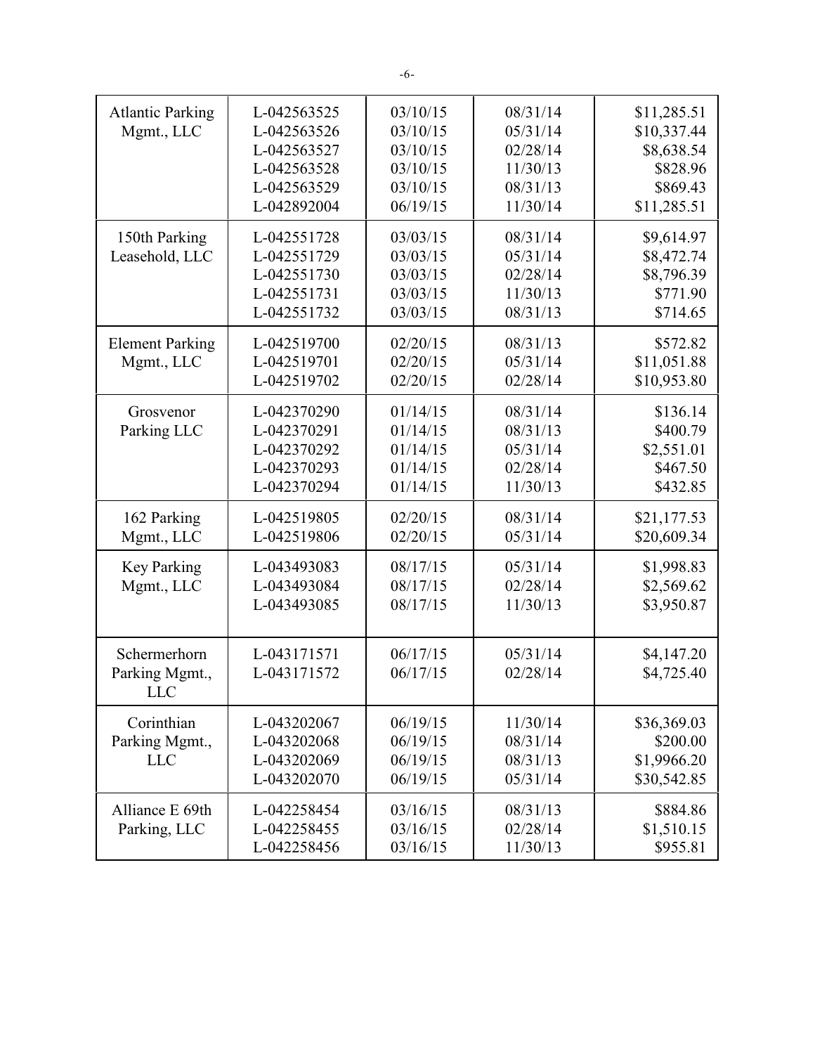| | | | | |
|---|---|---|---|---|
| Atlantic Parking Mgmt., LLC | L-042563525<br>L-042563526<br>L-042563527<br>L-042563528<br>L-042563529<br>L-042892004 | 03/10/15<br>03/10/15<br>03/10/15<br>03/10/15<br>03/10/15<br>06/19/15 | 08/31/14<br>05/31/14<br>02/28/14<br>11/30/13<br>08/31/13<br>11/30/14 | $11,285.51<br>$10,337.44<br>$8,638.54<br>$828.96<br>$869.43<br>$11,285.51 |
| 150th Parking Leasehold, LLC | L-042551728<br>L-042551729<br>L-042551730<br>L-042551731<br>L-042551732 | 03/03/15<br>03/03/15<br>03/03/15<br>03/03/15<br>03/03/15 | 08/31/14<br>05/31/14<br>02/28/14<br>11/30/13<br>08/31/13 | $9,614.97<br>$8,472.74<br>$8,796.39<br>$771.90<br>$714.65 |
| Element Parking Mgmt., LLC | L-042519700<br>L-042519701<br>L-042519702 | 02/20/15<br>02/20/15<br>02/20/15 | 08/31/13<br>05/31/14<br>02/28/14 | $572.82<br>$11,051.88<br>$10,953.80 |
| Grosvenor Parking LLC | L-042370290<br>L-042370291<br>L-042370292<br>L-042370293<br>L-042370294 | 01/14/15<br>01/14/15<br>01/14/15<br>01/14/15<br>01/14/15 | 08/31/14<br>08/31/13<br>05/31/14<br>02/28/14<br>11/30/13 | $136.14<br>$400.79<br>$2,551.01<br>$467.50<br>$432.85 |
| 162 Parking Mgmt., LLC | L-042519805<br>L-042519806 | 02/20/15<br>02/20/15 | 08/31/14<br>05/31/14 | $21,177.53<br>$20,609.34 |
| Key Parking Mgmt., LLC | L-043493083<br>L-043493084<br>L-043493085 | 08/17/15<br>08/17/15<br>08/17/15 | 05/31/14<br>02/28/14<br>11/30/13 | $1,998.83<br>$2,569.62<br>$3,950.87 |
| Schermerhorn Parking Mgmt., LLC | L-043171571<br>L-043171572 | 06/17/15<br>06/17/15 | 05/31/14<br>02/28/14 | $4,147.20<br>$4,725.40 |
| Corinthian Parking Mgmt., LLC | L-043202067<br>L-043202068<br>L-043202069<br>L-043202070 | 06/19/15<br>06/19/15<br>06/19/15<br>06/19/15 | 11/30/14<br>08/31/14<br>08/31/13<br>05/31/14 | $36,369.03<br>$200.00<br>$1,9966.20<br>$30,542.85 |
| Alliance E 69th Parking, LLC | L-042258454<br>L-042258455<br>L-042258456 | 03/16/15<br>03/16/15<br>03/16/15 | 08/31/13<br>02/28/14<br>11/30/13 | $884.86<br>$1,510.15<br>$955.81 |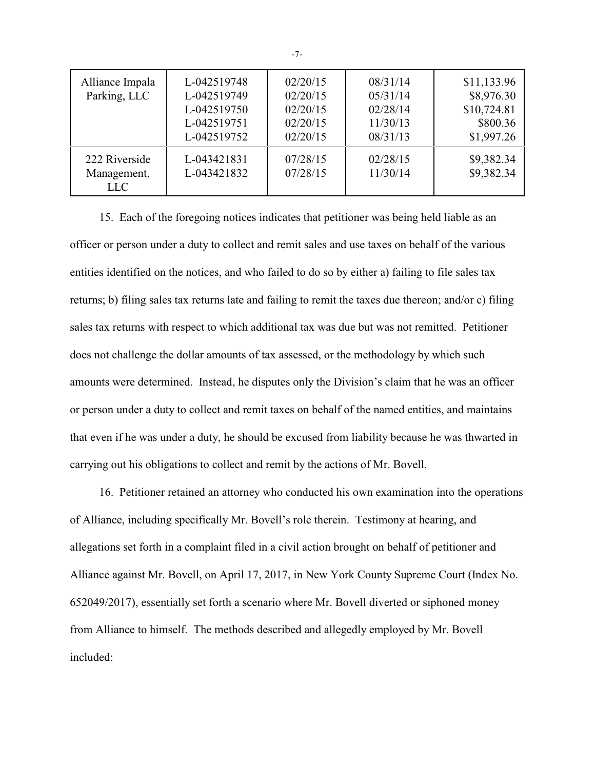| | | | | |
|---|---|---|---|---|
| Alliance Impala Parking, LLC | L-042519748<br>L-042519749<br>L-042519750<br>L-042519751<br>L-042519752 | 02/20/15<br>02/20/15<br>02/20/15<br>02/20/15<br>02/20/15 | 08/31/14<br>05/31/14<br>02/28/14<br>11/30/13<br>08/31/13 | $11,133.96<br>$8,976.30<br>$10,724.81<br>$800.36<br>$1,997.26 |
| 222 Riverside Management, LLC | L-043421831<br>L-043421832 | 07/28/15<br>07/28/15 | 02/28/15<br>11/30/14 | $9,382.34<br>$9,382.34 |

15. Each of the foregoing notices indicates that petitioner was being held liable as an officer or person under a duty to collect and remit sales and use taxes on behalf of the various entities identified on the notices, and who failed to do so by either a) failing to file sales tax returns; b) filing sales tax returns late and failing to remit the taxes due thereon; and/or c) filing sales tax returns with respect to which additional tax was due but was not remitted. Petitioner does not challenge the dollar amounts of tax assessed, or the methodology by which such amounts were determined. Instead, he disputes only the Division's claim that he was an officer or person under a duty to collect and remit taxes on behalf of the named entities, and maintains that even if he was under a duty, he should be excused from liability because he was thwarted in carrying out his obligations to collect and remit by the actions of Mr. Bovell.

16. Petitioner retained an attorney who conducted his own examination into the operations of Alliance, including specifically Mr. Bovell's role therein. Testimony at hearing, and allegations set forth in a complaint filed in a civil action brought on behalf of petitioner and Alliance against Mr. Bovell, on April 17, 2017, in New York County Supreme Court (Index No. 652049/2017), essentially set forth a scenario where Mr. Bovell diverted or siphoned money from Alliance to himself. The methods described and allegedly employed by Mr. Bovell included: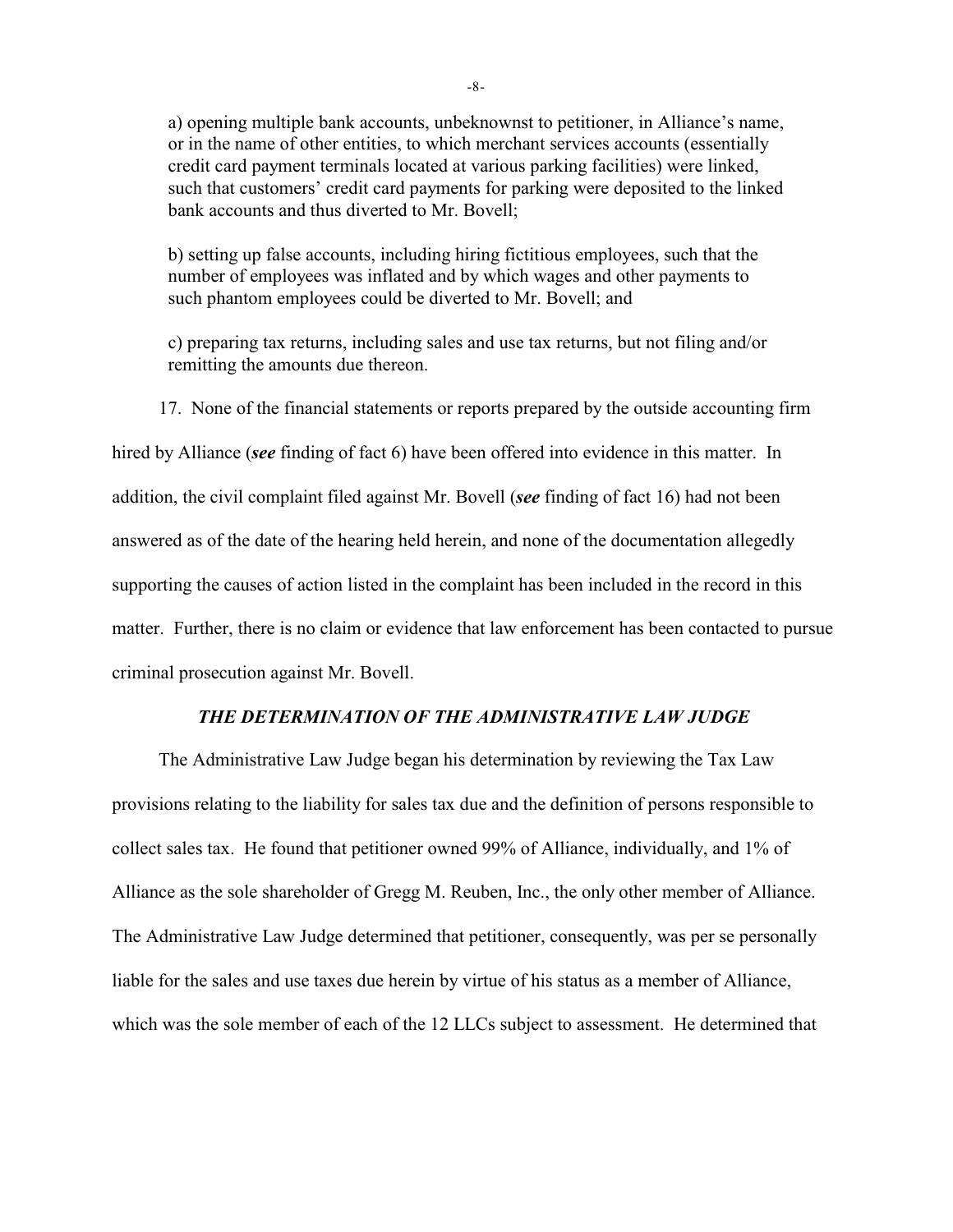a) opening multiple bank accounts, unbeknownst to petitioner, in Alliance's name, or in the name of other entities, to which merchant services accounts (essentially credit card payment terminals located at various parking facilities) were linked, such that customers' credit card payments for parking were deposited to the linked bank accounts and thus diverted to Mr. Bovell;

b) setting up false accounts, including hiring fictitious employees, such that the number of employees was inflated and by which wages and other payments to such phantom employees could be diverted to Mr. Bovell; and

c) preparing tax returns, including sales and use tax returns, but not filing and/or remitting the amounts due thereon.

17. None of the financial statements or reports prepared by the outside accounting firm hired by Alliance (***see*** finding of fact 6) have been offered into evidence in this matter. In addition, the civil complaint filed against Mr. Bovell (***see*** finding of fact 16) had not been answered as of the date of the hearing held herein, and none of the documentation allegedly supporting the causes of action listed in the complaint has been included in the record in this matter. Further, there is no claim or evidence that law enforcement has been contacted to pursue criminal prosecution against Mr. Bovell.

### ***THE DETERMINATION OF THE ADMINISTRATIVE LAW JUDGE***

The Administrative Law Judge began his determination by reviewing the Tax Law provisions relating to the liability for sales tax due and the definition of persons responsible to collect sales tax. He found that petitioner owned 99% of Alliance, individually, and 1% of Alliance as the sole shareholder of Gregg M. Reuben, Inc., the only other member of Alliance. The Administrative Law Judge determined that petitioner, consequently, was per se personally liable for the sales and use taxes due herein by virtue of his status as a member of Alliance, which was the sole member of each of the 12 LLCs subject to assessment. He determined that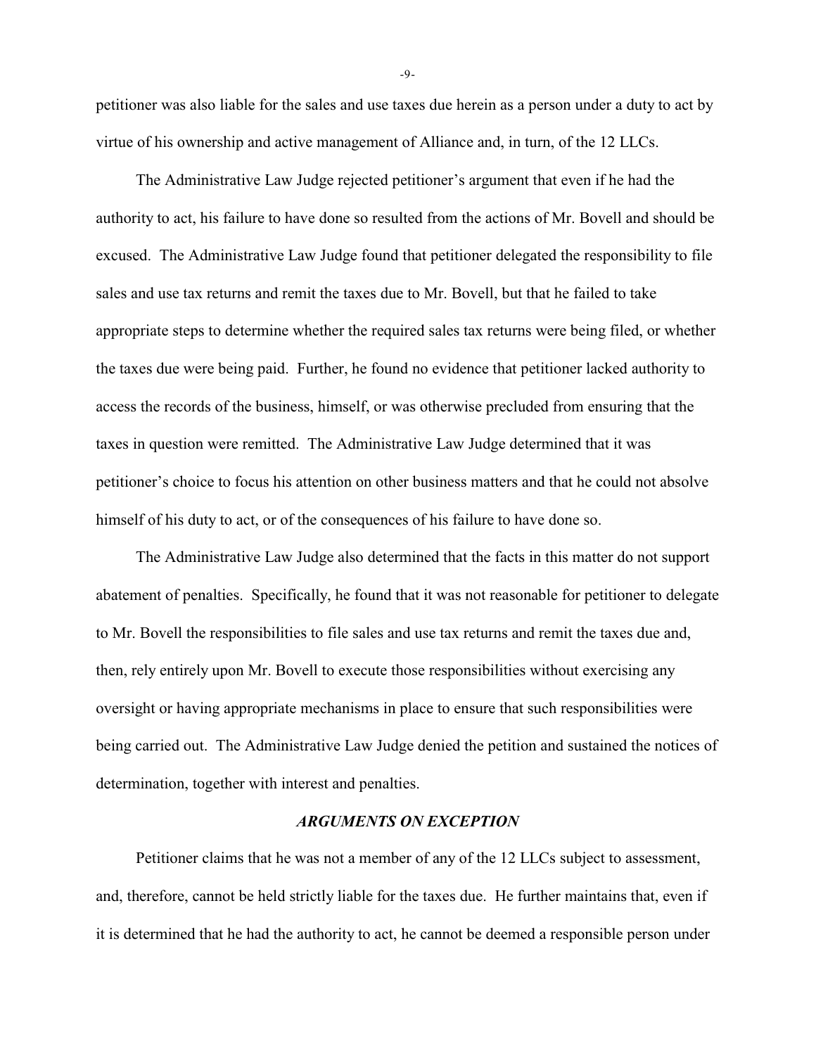petitioner was also liable for the sales and use taxes due herein as a person under a duty to act by virtue of his ownership and active management of Alliance and, in turn, of the 12 LLCs.

The Administrative Law Judge rejected petitioner's argument that even if he had the authority to act, his failure to have done so resulted from the actions of Mr. Bovell and should be excused. The Administrative Law Judge found that petitioner delegated the responsibility to file sales and use tax returns and remit the taxes due to Mr. Bovell, but that he failed to take appropriate steps to determine whether the required sales tax returns were being filed, or whether the taxes due were being paid. Further, he found no evidence that petitioner lacked authority to access the records of the business, himself, or was otherwise precluded from ensuring that the taxes in question were remitted. The Administrative Law Judge determined that it was petitioner's choice to focus his attention on other business matters and that he could not absolve himself of his duty to act, or of the consequences of his failure to have done so.

The Administrative Law Judge also determined that the facts in this matter do not support abatement of penalties. Specifically, he found that it was not reasonable for petitioner to delegate to Mr. Bovell the responsibilities to file sales and use tax returns and remit the taxes due and, then, rely entirely upon Mr. Bovell to execute those responsibilities without exercising any oversight or having appropriate mechanisms in place to ensure that such responsibilities were being carried out. The Administrative Law Judge denied the petition and sustained the notices of determination, together with interest and penalties.

### *ARGUMENTS ON EXCEPTION*

Petitioner claims that he was not a member of any of the 12 LLCs subject to assessment, and, therefore, cannot be held strictly liable for the taxes due. He further maintains that, even if it is determined that he had the authority to act, he cannot be deemed a responsible person under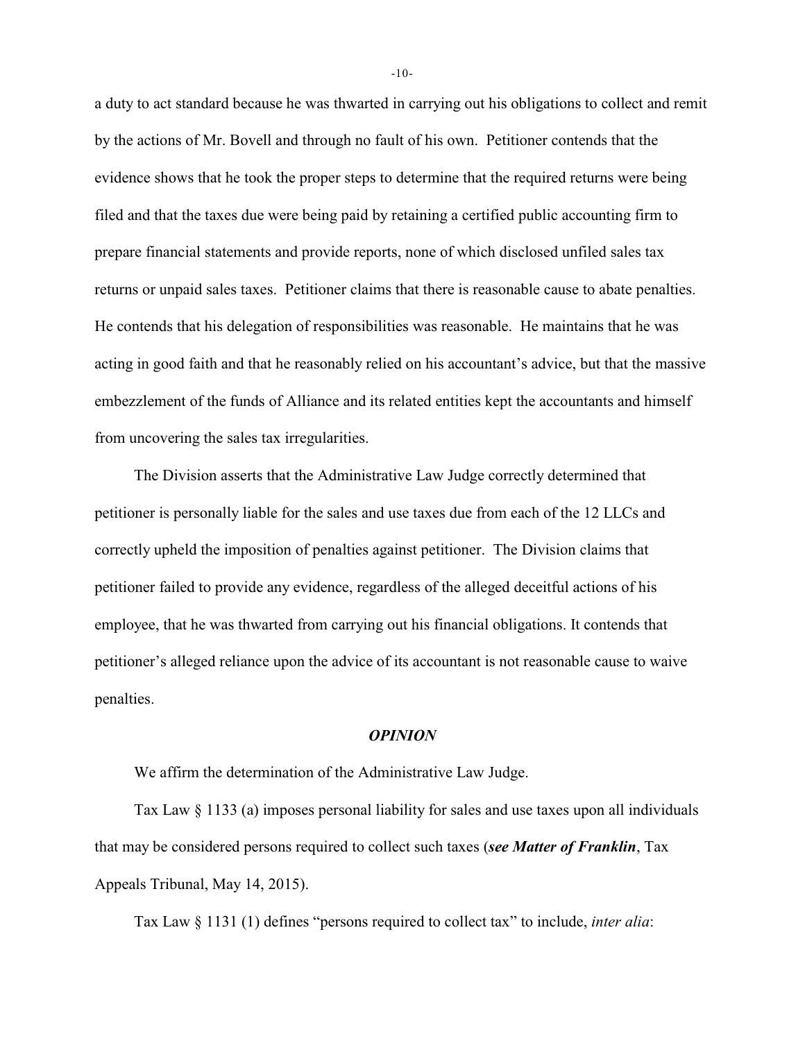a duty to act standard because he was thwarted in carrying out his obligations to collect and remit by the actions of Mr. Bovell and through no fault of his own. Petitioner contends that the evidence shows that he took the proper steps to determine that the required returns were being filed and that the taxes due were being paid by retaining a certified public accounting firm to prepare financial statements and provide reports, none of which disclosed unfiled sales tax returns or unpaid sales taxes. Petitioner claims that there is reasonable cause to abate penalties. He contends that his delegation of responsibilities was reasonable. He maintains that he was acting in good faith and that he reasonably relied on his accountant's advice, but that the massive embezzlement of the funds of Alliance and its related entities kept the accountants and himself from uncovering the sales tax irregularities.

The Division asserts that the Administrative Law Judge correctly determined that petitioner is personally liable for the sales and use taxes due from each of the 12 LLCs and correctly upheld the imposition of penalties against petitioner. The Division claims that petitioner failed to provide any evidence, regardless of the alleged deceitful actions of his employee, that he was thwarted from carrying out his financial obligations. It contends that petitioner's alleged reliance upon the advice of its accountant is not reasonable cause to waive penalties.

## *OPINION*

We affirm the determination of the Administrative Law Judge.

Tax Law § 1133 (a) imposes personal liability for sales and use taxes upon all individuals that may be considered persons required to collect such taxes (***see Matter of Franklin***, Tax Appeals Tribunal, May 14, 2015).

Tax Law § 1131 (1) defines "persons required to collect tax" to include, *inter alia*: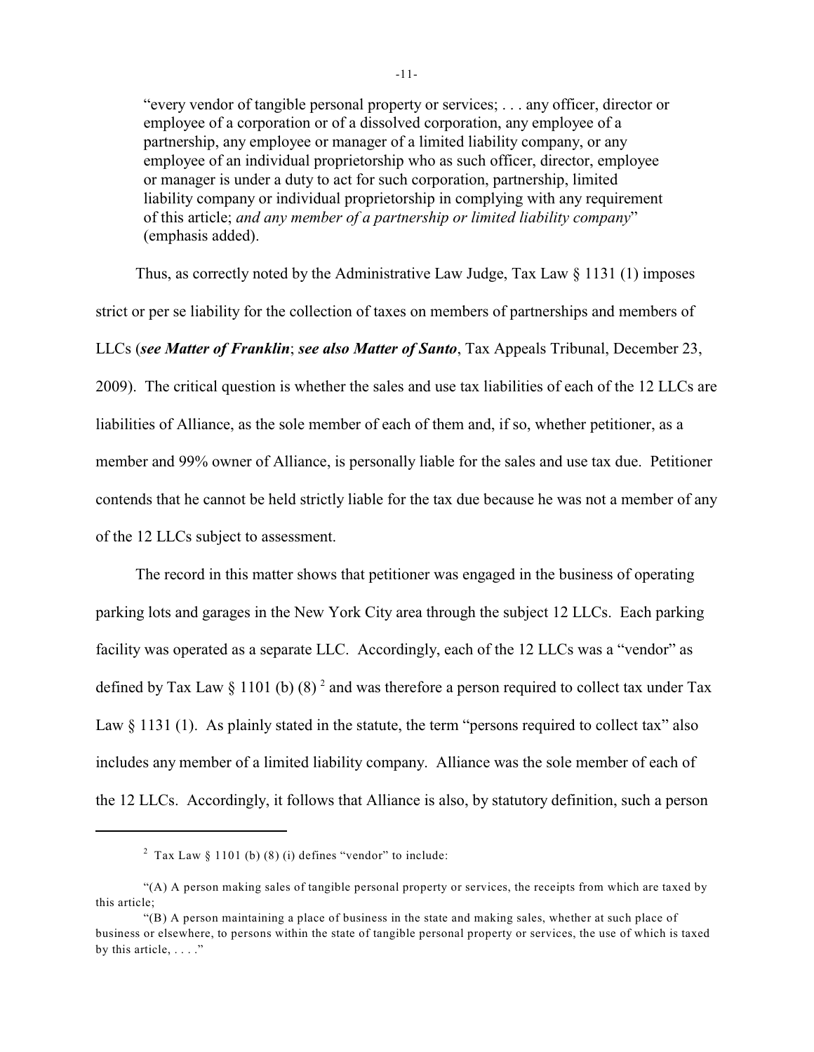"every vendor of tangible personal property or services; . . . any officer, director or employee of a corporation or of a dissolved corporation, any employee of a partnership, any employee or manager of a limited liability company, or any employee of an individual proprietorship who as such officer, director, employee or manager is under a duty to act for such corporation, partnership, limited liability company or individual proprietorship in complying with any requirement of this article; *and any member of a partnership or limited liability company*" (emphasis added).

Thus, as correctly noted by the Administrative Law Judge, Tax Law § 1131 (1) imposes strict or per se liability for the collection of taxes on members of partnerships and members of LLCs (***see Matter of Franklin***; ***see also Matter of Santo***, Tax Appeals Tribunal, December 23, 2009). The critical question is whether the sales and use tax liabilities of each of the 12 LLCs are liabilities of Alliance, as the sole member of each of them and, if so, whether petitioner, as a member and 99% owner of Alliance, is personally liable for the sales and use tax due. Petitioner contends that he cannot be held strictly liable for the tax due because he was not a member of any of the 12 LLCs subject to assessment.

The record in this matter shows that petitioner was engaged in the business of operating parking lots and garages in the New York City area through the subject 12 LLCs. Each parking facility was operated as a separate LLC. Accordingly, each of the 12 LLCs was a "vendor" as defined by Tax Law § 1101 (b) (8) [2] and was therefore a person required to collect tax under Tax Law § 1131 (1). As plainly stated in the statute, the term "persons required to collect tax" also includes any member of a limited liability company. Alliance was the sole member of each of the 12 LLCs. Accordingly, it follows that Alliance is also, by statutory definition, such a person

---

[2] Tax Law § 1101 (b) (8) (i) defines "vendor" to include:

"(A) A person making sales of tangible personal property or services, the receipts from which are taxed by this article;

"(B) A person maintaining a place of business in the state and making sales, whether at such place of business or elsewhere, to persons within the state of tangible personal property or services, the use of which is taxed by this article, . . . ."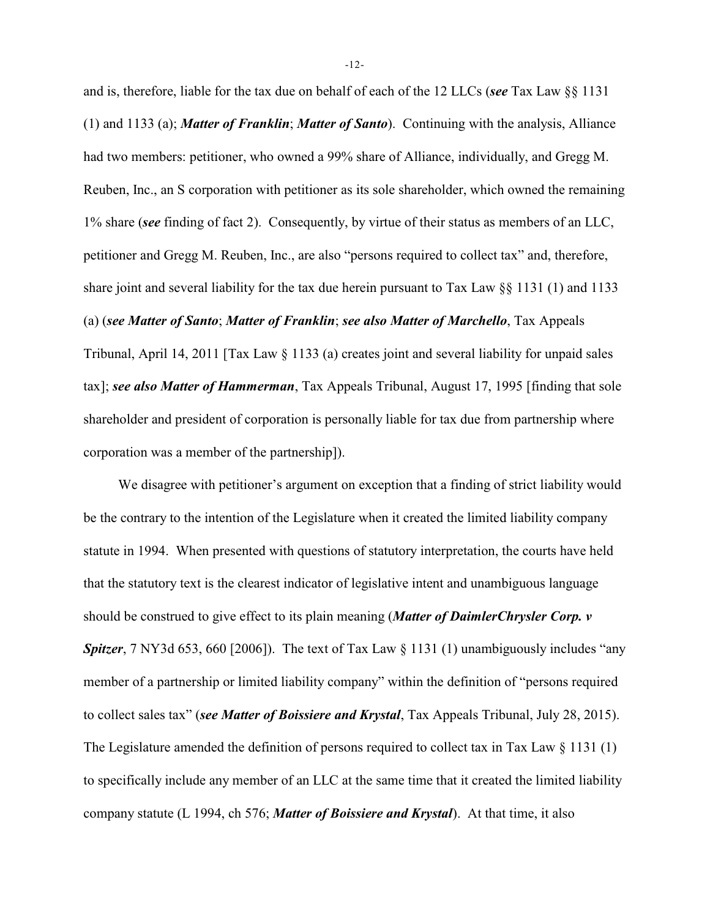and is, therefore, liable for the tax due on behalf of each of the 12 LLCs (***see*** Tax Law §§ 1131 (1) and 1133 (a); ***Matter of Franklin***; ***Matter of Santo***). Continuing with the analysis, Alliance had two members: petitioner, who owned a 99% share of Alliance, individually, and Gregg M. Reuben, Inc., an S corporation with petitioner as its sole shareholder, which owned the remaining 1% share (***see*** finding of fact 2). Consequently, by virtue of their status as members of an LLC, petitioner and Gregg M. Reuben, Inc., are also "persons required to collect tax" and, therefore, share joint and several liability for the tax due herein pursuant to Tax Law §§ 1131 (1) and 1133 (a) (***see Matter of Santo***; ***Matter of Franklin***; ***see also Matter of Marchello***, Tax Appeals Tribunal, April 14, 2011 [Tax Law § 1133 (a) creates joint and several liability for unpaid sales tax]; ***see also Matter of Hammerman***, Tax Appeals Tribunal, August 17, 1995 [finding that sole shareholder and president of corporation is personally liable for tax due from partnership where corporation was a member of the partnership]).

We disagree with petitioner's argument on exception that a finding of strict liability would be the contrary to the intention of the Legislature when it created the limited liability company statute in 1994. When presented with questions of statutory interpretation, the courts have held that the statutory text is the clearest indicator of legislative intent and unambiguous language should be construed to give effect to its plain meaning (***Matter of DaimlerChrysler Corp. v Spitzer***, 7 NY3d 653, 660 [2006]). The text of Tax Law § 1131 (1) unambiguously includes "any member of a partnership or limited liability company" within the definition of "persons required to collect sales tax" (***see Matter of Boissiere and Krystal***, Tax Appeals Tribunal, July 28, 2015). The Legislature amended the definition of persons required to collect tax in Tax Law § 1131 (1) to specifically include any member of an LLC at the same time that it created the limited liability company statute (L 1994, ch 576; ***Matter of Boissiere and Krystal***). At that time, it also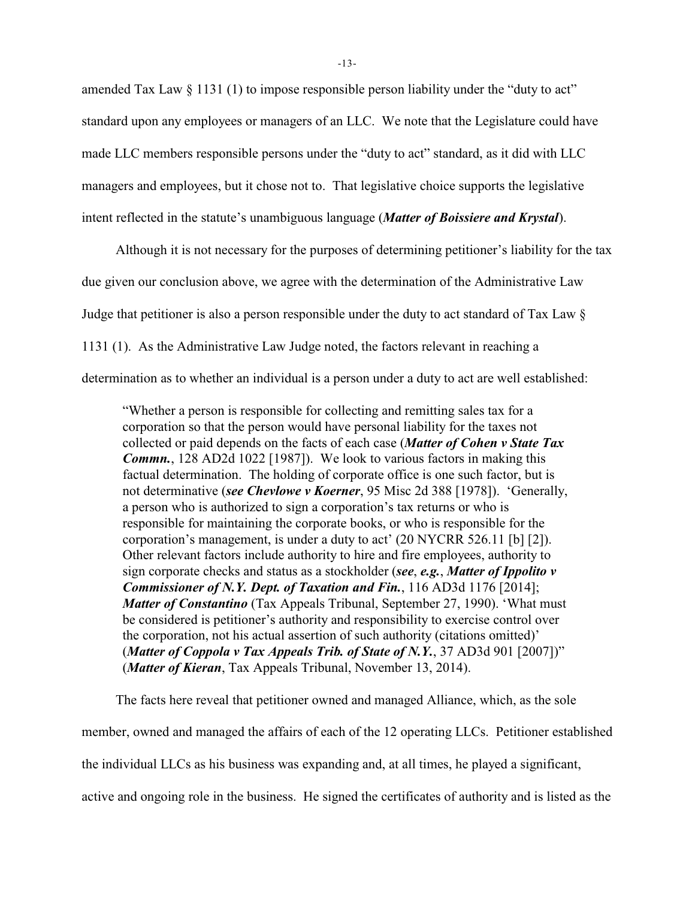amended Tax Law § 1131 (1) to impose responsible person liability under the "duty to act" standard upon any employees or managers of an LLC. We note that the Legislature could have made LLC members responsible persons under the "duty to act" standard, as it did with LLC managers and employees, but it chose not to. That legislative choice supports the legislative intent reflected in the statute's unambiguous language (***Matter of Boissiere and Krystal***).

Although it is not necessary for the purposes of determining petitioner's liability for the tax due given our conclusion above, we agree with the determination of the Administrative Law Judge that petitioner is also a person responsible under the duty to act standard of Tax Law § 1131 (1). As the Administrative Law Judge noted, the factors relevant in reaching a determination as to whether an individual is a person under a duty to act are well established:

> "Whether a person is responsible for collecting and remitting sales tax for a corporation so that the person would have personal liability for the taxes not collected or paid depends on the facts of each case (***Matter of Cohen v State Tax Commn.***, 128 AD2d 1022 [1987]). We look to various factors in making this factual determination. The holding of corporate office is one such factor, but is not determinative (***see Chevlowe v Koerner***, 95 Misc 2d 388 [1978]). 'Generally, a person who is authorized to sign a corporation's tax returns or who is responsible for maintaining the corporate books, or who is responsible for the corporation's management, is under a duty to act' (20 NYCRR 526.11 [b] [2]). Other relevant factors include authority to hire and fire employees, authority to sign corporate checks and status as a stockholder (***see***, ***e.g.***, ***Matter of Ippolito v Commissioner of N.Y. Dept. of Taxation and Fin.***, 116 AD3d 1176 [2014]; ***Matter of Constantino*** (Tax Appeals Tribunal, September 27, 1990). 'What must be considered is petitioner's authority and responsibility to exercise control over the corporation, not his actual assertion of such authority (citations omitted)' (***Matter of Coppola v Tax Appeals Trib. of State of N.Y.***, 37 AD3d 901 [2007])" (***Matter of Kieran***, Tax Appeals Tribunal, November 13, 2014).

The facts here reveal that petitioner owned and managed Alliance, which, as the sole member, owned and managed the affairs of each of the 12 operating LLCs. Petitioner established the individual LLCs as his business was expanding and, at all times, he played a significant, active and ongoing role in the business. He signed the certificates of authority and is listed as the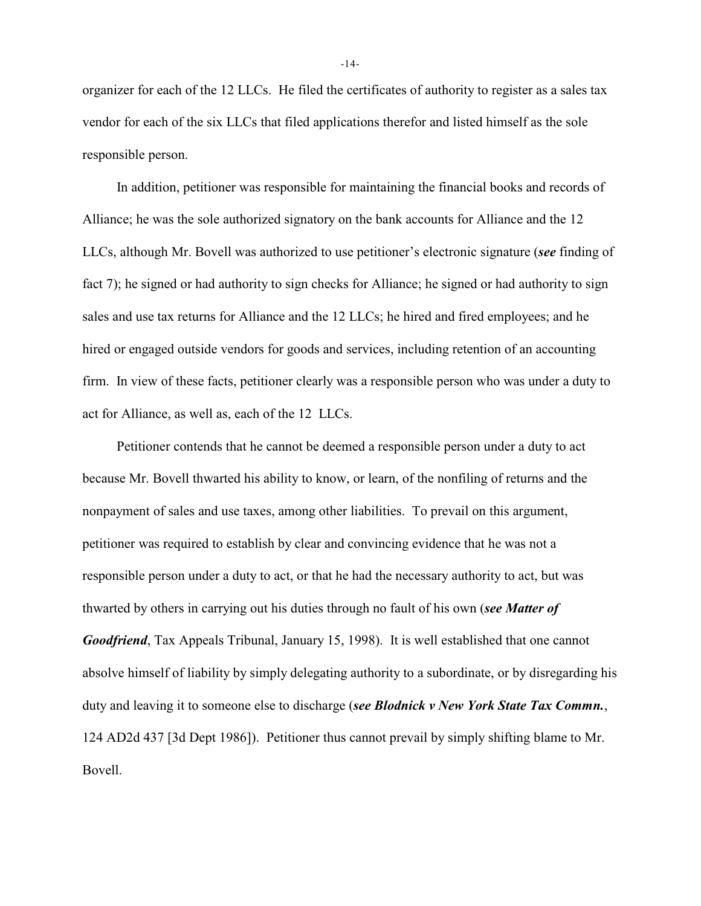organizer for each of the 12 LLCs. He filed the certificates of authority to register as a sales tax vendor for each of the six LLCs that filed applications therefor and listed himself as the sole responsible person.

In addition, petitioner was responsible for maintaining the financial books and records of Alliance; he was the sole authorized signatory on the bank accounts for Alliance and the 12 LLCs, although Mr. Bovell was authorized to use petitioner's electronic signature (***see*** finding of fact 7); he signed or had authority to sign checks for Alliance; he signed or had authority to sign sales and use tax returns for Alliance and the 12 LLCs; he hired and fired employees; and he hired or engaged outside vendors for goods and services, including retention of an accounting firm. In view of these facts, petitioner clearly was a responsible person who was under a duty to act for Alliance, as well as, each of the 12 LLCs.

Petitioner contends that he cannot be deemed a responsible person under a duty to act because Mr. Bovell thwarted his ability to know, or learn, of the nonfiling of returns and the nonpayment of sales and use taxes, among other liabilities. To prevail on this argument, petitioner was required to establish by clear and convincing evidence that he was not a responsible person under a duty to act, or that he had the necessary authority to act, but was thwarted by others in carrying out his duties through no fault of his own (***see Matter of Goodfriend***, Tax Appeals Tribunal, January 15, 1998). It is well established that one cannot absolve himself of liability by simply delegating authority to a subordinate, or by disregarding his duty and leaving it to someone else to discharge (***see Blodnick v New York State Tax Commn.***, 124 AD2d 437 [3d Dept 1986]). Petitioner thus cannot prevail by simply shifting blame to Mr. Bovell.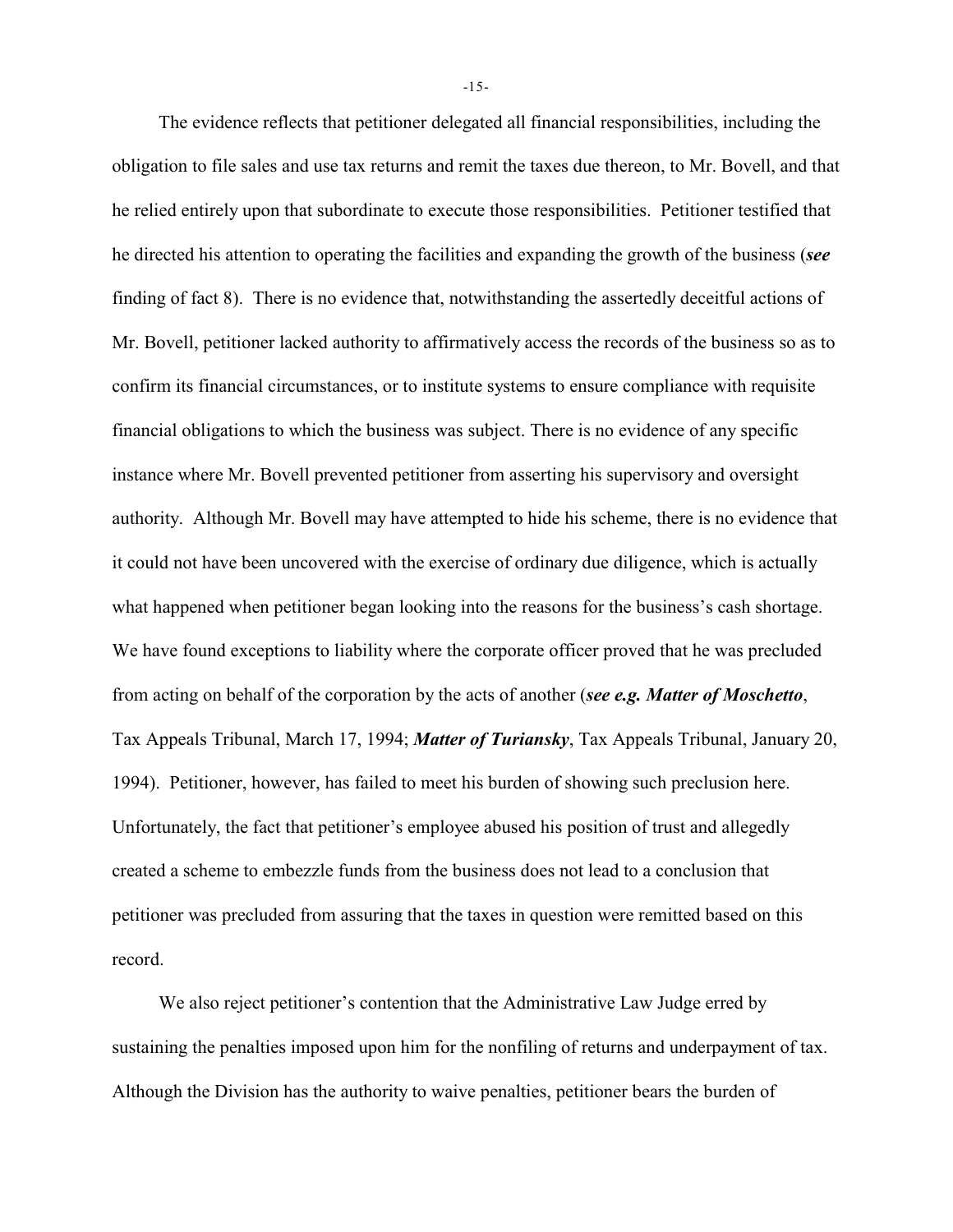The evidence reflects that petitioner delegated all financial responsibilities, including the obligation to file sales and use tax returns and remit the taxes due thereon, to Mr. Bovell, and that he relied entirely upon that subordinate to execute those responsibilities. Petitioner testified that he directed his attention to operating the facilities and expanding the growth of the business (***see*** finding of fact 8). There is no evidence that, notwithstanding the assertedly deceitful actions of Mr. Bovell, petitioner lacked authority to affirmatively access the records of the business so as to confirm its financial circumstances, or to institute systems to ensure compliance with requisite financial obligations to which the business was subject. There is no evidence of any specific instance where Mr. Bovell prevented petitioner from asserting his supervisory and oversight authority. Although Mr. Bovell may have attempted to hide his scheme, there is no evidence that it could not have been uncovered with the exercise of ordinary due diligence, which is actually what happened when petitioner began looking into the reasons for the business's cash shortage. We have found exceptions to liability where the corporate officer proved that he was precluded from acting on behalf of the corporation by the acts of another (***see e.g. Matter of Moschetto***, Tax Appeals Tribunal, March 17, 1994; ***Matter of Turiansky***, Tax Appeals Tribunal, January 20, 1994). Petitioner, however, has failed to meet his burden of showing such preclusion here. Unfortunately, the fact that petitioner's employee abused his position of trust and allegedly created a scheme to embezzle funds from the business does not lead to a conclusion that petitioner was precluded from assuring that the taxes in question were remitted based on this record.

We also reject petitioner's contention that the Administrative Law Judge erred by sustaining the penalties imposed upon him for the nonfiling of returns and underpayment of tax. Although the Division has the authority to waive penalties, petitioner bears the burden of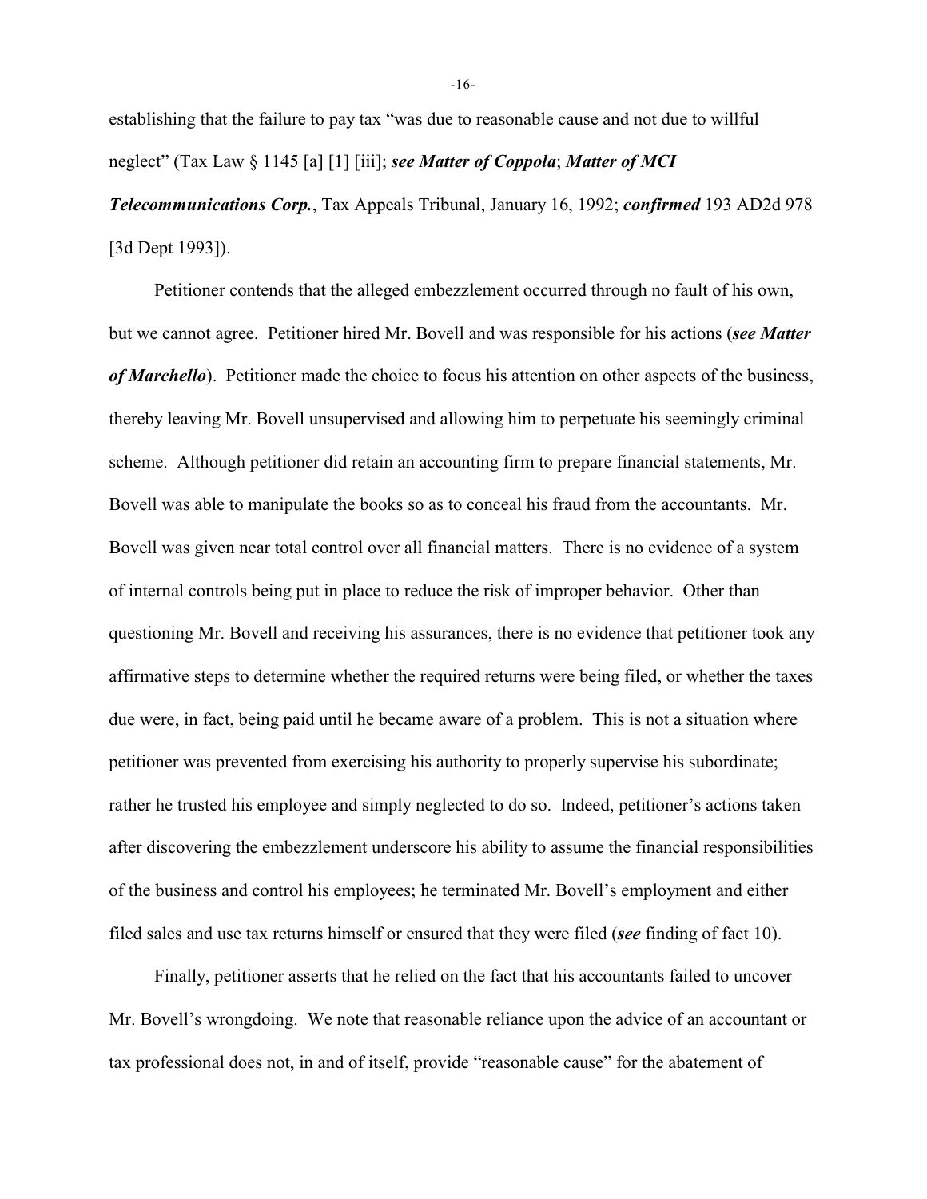establishing that the failure to pay tax "was due to reasonable cause and not due to willful neglect" (Tax Law § 1145 [a] [1] [iii]; ***see Matter of Coppola***; ***Matter of MCI Telecommunications Corp.***, Tax Appeals Tribunal, January 16, 1992; ***confirmed*** 193 AD2d 978 [3d Dept 1993]).

Petitioner contends that the alleged embezzlement occurred through no fault of his own, but we cannot agree. Petitioner hired Mr. Bovell and was responsible for his actions (***see Matter of Marchello***). Petitioner made the choice to focus his attention on other aspects of the business, thereby leaving Mr. Bovell unsupervised and allowing him to perpetuate his seemingly criminal scheme. Although petitioner did retain an accounting firm to prepare financial statements, Mr. Bovell was able to manipulate the books so as to conceal his fraud from the accountants. Mr. Bovell was given near total control over all financial matters. There is no evidence of a system of internal controls being put in place to reduce the risk of improper behavior. Other than questioning Mr. Bovell and receiving his assurances, there is no evidence that petitioner took any affirmative steps to determine whether the required returns were being filed, or whether the taxes due were, in fact, being paid until he became aware of a problem. This is not a situation where petitioner was prevented from exercising his authority to properly supervise his subordinate; rather he trusted his employee and simply neglected to do so. Indeed, petitioner's actions taken after discovering the embezzlement underscore his ability to assume the financial responsibilities of the business and control his employees; he terminated Mr. Bovell's employment and either filed sales and use tax returns himself or ensured that they were filed (***see*** finding of fact 10).

Finally, petitioner asserts that he relied on the fact that his accountants failed to uncover Mr. Bovell's wrongdoing. We note that reasonable reliance upon the advice of an accountant or tax professional does not, in and of itself, provide "reasonable cause" for the abatement of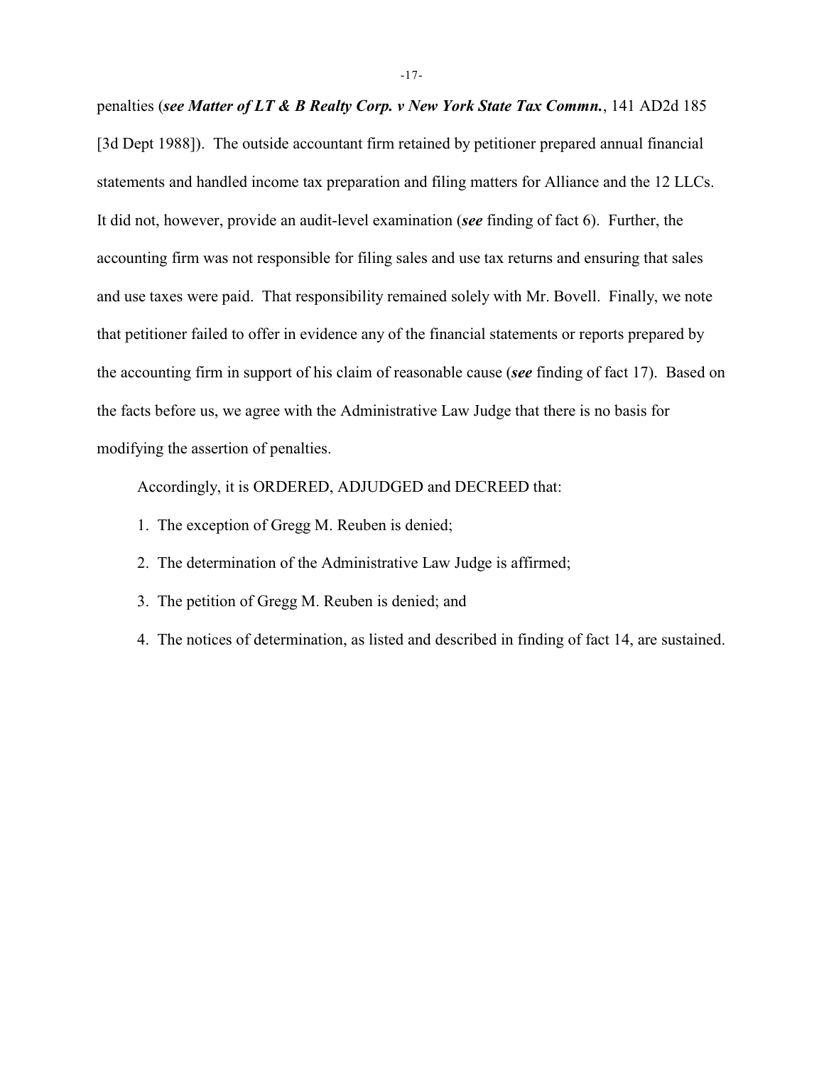penalties (***see Matter of LT & B Realty Corp. v New York State Tax Commn.***, 141 AD2d 185 [3d Dept 1988]). The outside accountant firm retained by petitioner prepared annual financial statements and handled income tax preparation and filing matters for Alliance and the 12 LLCs. It did not, however, provide an audit-level examination (***see*** finding of fact 6). Further, the accounting firm was not responsible for filing sales and use tax returns and ensuring that sales and use taxes were paid. That responsibility remained solely with Mr. Bovell. Finally, we note that petitioner failed to offer in evidence any of the financial statements or reports prepared by the accounting firm in support of his claim of reasonable cause (***see*** finding of fact 17). Based on the facts before us, we agree with the Administrative Law Judge that there is no basis for modifying the assertion of penalties.

Accordingly, it is ORDERED, ADJUDGED and DECREED that:

1. The exception of Gregg M. Reuben is denied;
2. The determination of the Administrative Law Judge is affirmed;
3. The petition of Gregg M. Reuben is denied; and
4. The notices of determination, as listed and described in finding of fact 14, are sustained.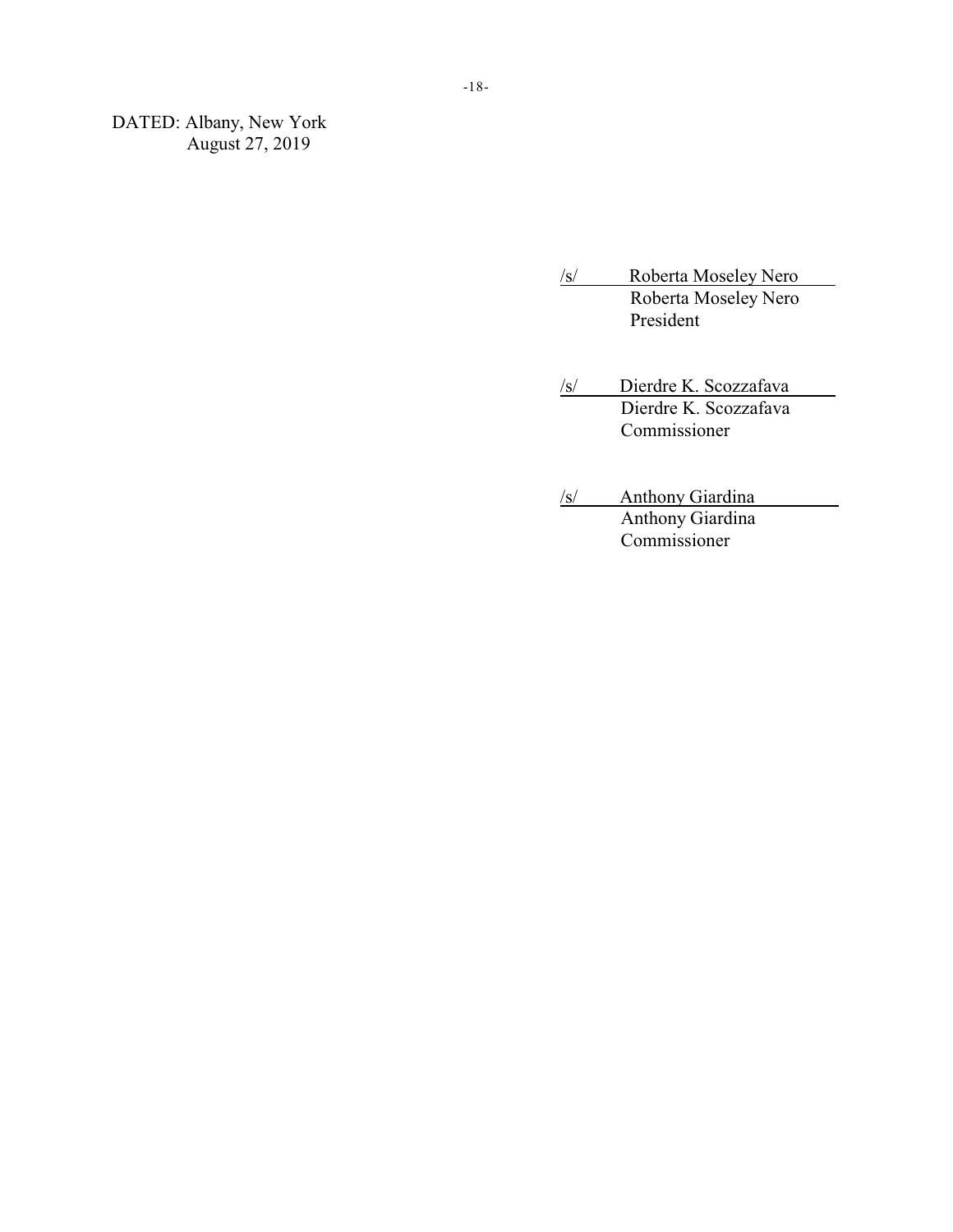DATED: Albany, New York
August 27, 2019

/s/ Roberta Moseley Nero
Roberta Moseley Nero
President

/s/ Dierdre K. Scozzafava
Dierdre K. Scozzafava
Commissioner

/s/ Anthony Giardina
Anthony Giardina
Commissioner